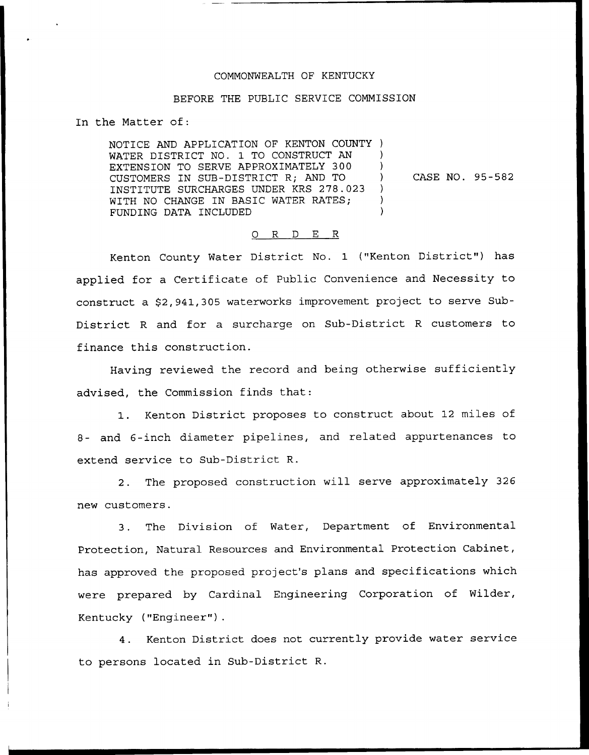COMMONWEALTH OF KENTUCKY

BEFORE THE PUBLIC SERVICE COMMISSION

In the Matter of:

NOTICE AND APPLICATION OF KENTON COUNTY WATER DISTRICT NO. 1 TO CONSTRUCT AN EXTENSION TO SERVE APPROXIMATELY 300 CUSTOMERS IN SUB-DISTRICT R; AND TO INSTITUTE SURCHARGES UNDER KRS 278.023 WITH NO CHANGE IN BASIC WATER RATES; FUNDING DATA INCLUDED ) CASE NO. 95-582

## ORDER

Kenton County Water District No. 1 ("Kenton District") has applied for a Certificate of Public Convenience and Necessity to construct a $2,941,305 waterworks improvement project to serve Sub-District R and for a surcharge on Sub-District R customers to finance this construction.

Having reviewed the record and being otherwise sufficiently advised, the Commission finds that:

1. Kenton District proposes to construct about 12 miles of 8- and 6-inch diameter pipelines, and related appurtenances to extend service to Sub-District R.

2. The proposed construction will serve approximately 326 new customers.

3. The Division of Water, Department of Environmental Protection, Natural Resources and Environmental Protection Cabinet, has approved the proposed project's plans and specifications which were prepared by Cardinal Engineering Corporation of Wilder, Kentucky ("Engineer").

4. Kenton District does not currently provide water service to persons located in Sub-District R.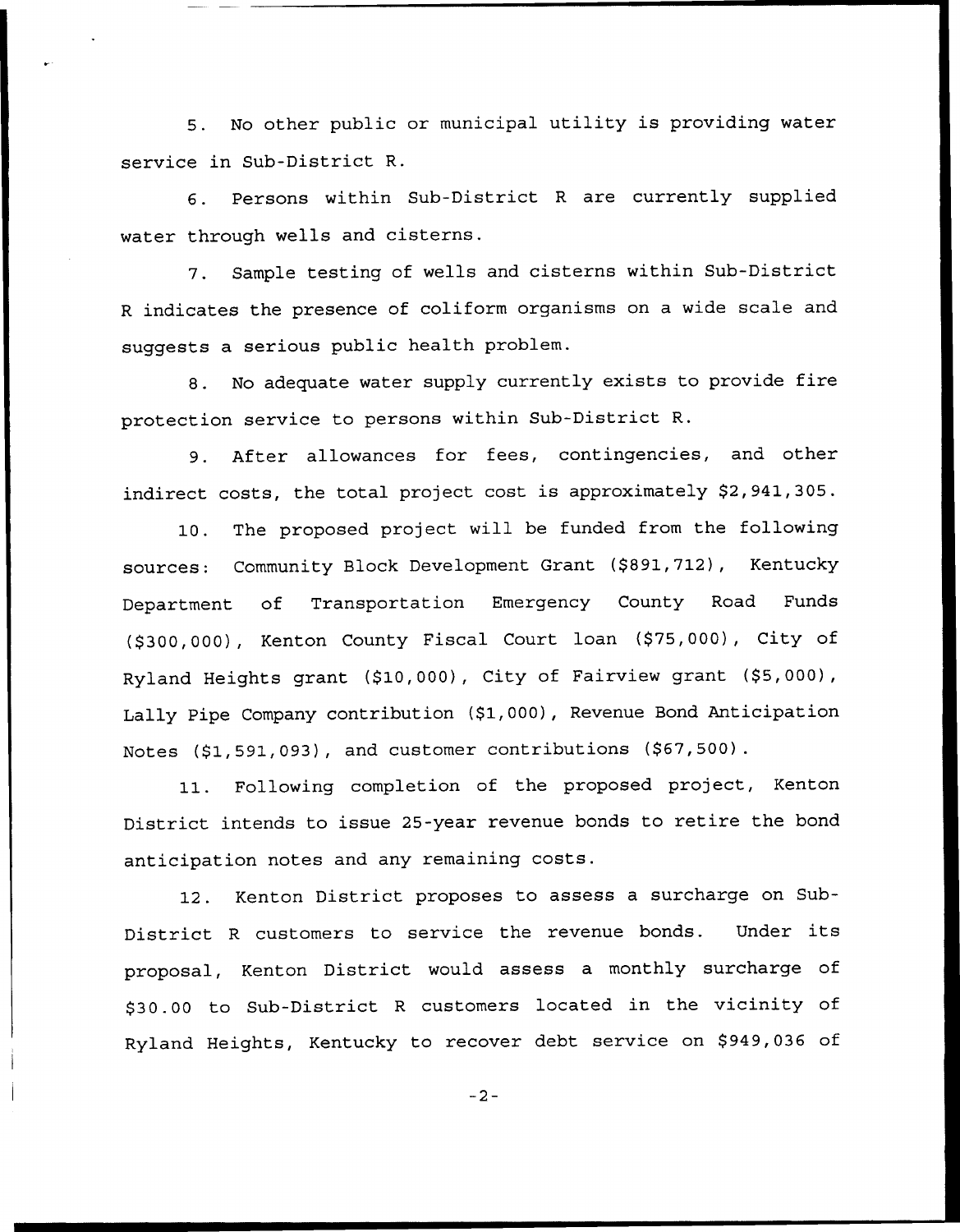5. No other public or municipal utility is providing water service in Sub-District R.

6. Persons within Sub-District R are currently supplied water through wells and cisterns.

7. Sample testing of wells and cisterns within Sub-District R indicates the presence of coliform organisms on a wide scale and suggests a serious public health problem.

8. No adequate water supply currently exists to provide fire protection service to persons within Sub-District R.

9. After allowances for fees, contingencies, and other indirect costs, the total project cost is approximately $2,941,305.

10. The proposed project will be funded from the following sources: Community Block Development Grant ($891,712), Kentucky Department of Transportation Emergency County Road Funds ($300,000), Kenton County Fiscal Court loan ($75,000), City of Ryland Heights grant ($10,000), City of Fairview grant ($5,000), Lally Pipe Company contribution ($1,000), Revenue Bond Anticipation Notes ($1,591,093), and customer contributions ($67,500).

11. Following completion of the proposed project, Kenton District intends to issue 25-year revenue bonds to retire the bond anticipation notes and any remaining costs.

12. Kenton District proposes to assess a surcharge on Sub-District R customers to service the revenue bonds. Under its proposal, Kenton District would assess a monthly surcharge of $30.00 to Sub-District R customers located in the vicinity of Ryland Heights, Kentucky to recover debt service on $949,036 of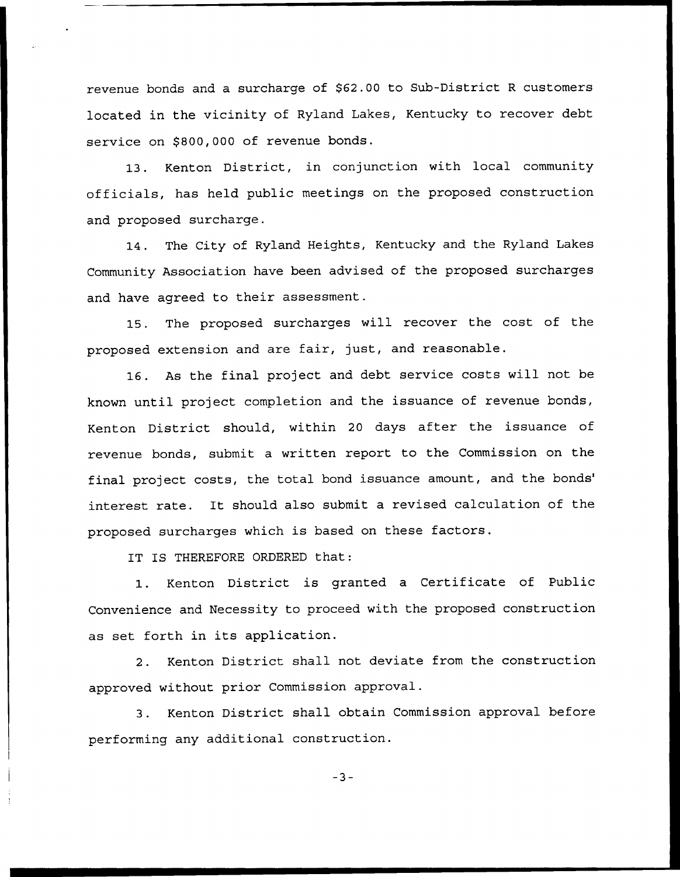revenue bonds and a surcharge of $62.00 to Sub-District R customers located in the vicinity of Ryland Lakes, Kentucky to recover debt service on $800,000 of revenue bonds.

13. Kenton District, in conjunction with local community officials, has held public meetings on the proposed construction and proposed surcharge.

14. The City of Ryland Heights, Kentucky and the Ryland Lakes Community Association have been advised of the proposed surcharges and have agreed to their assessment.

15. The proposed surcharges will recover the cost of the proposed extension and are fair, just, and reasonable.

16. As the final project and debt service costs will not be known until project completion and the issuance of revenue bonds, Kenton District should, within 20 days after the issuance of revenue bonds, submit a written report to the Commission on the final project costs, the total bond issuance amount, and the bonds' interest rate. It should also submit a revised calculation of the proposed surcharges which is based on these factors.

IT IS THEREFORE ORDERED that:

1. Kenton District is granted a Certificate of Public Convenience and Necessity to proceed with the proposed construction as set forth in its application.

2. Kenton District shall not deviate from the construction approved without prior Commission approval.

3. Kenton District shall obtain Commission approval before performing any additional construction.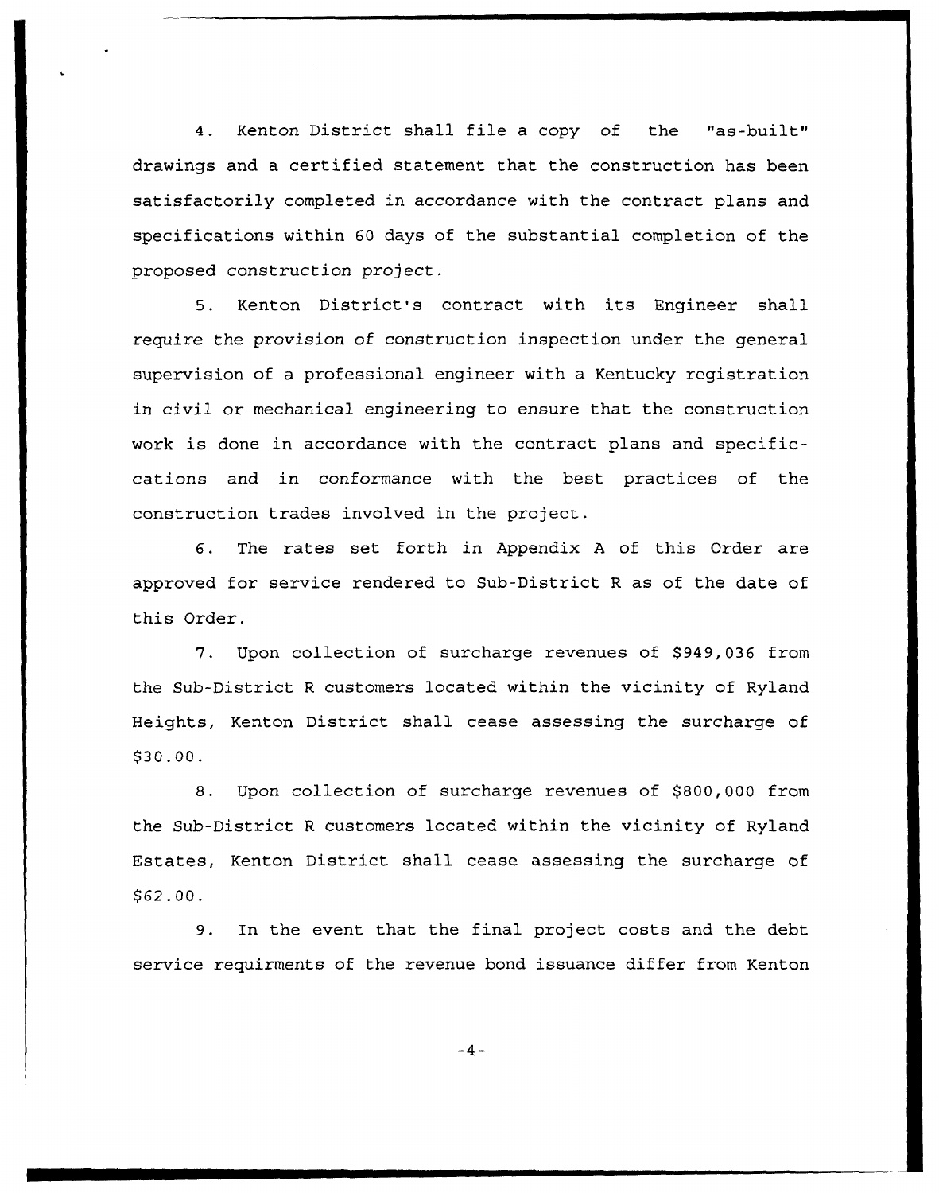4. Kenton District shall file a copy of the "as-built" drawings and a certified statement that the construction has been satisfactorily completed in accordance with the contract plans and specifications within 60 days of the substantial completion of the proposed construction project.

5. Kenton District's contract with its Engineer shall require the provision of construction inspection under the general supervision of a professional engineer with a Kentucky registration in civil or mechanical engineering to ensure that the construction work is done in accordance with the contract plans and specific-cations and in conformance with the best practices of the construction trades involved in the project.

6. The rates set forth in Appendix A of this Order are approved for service rendered to Sub-District R as of the date of this Order.

7. Upon collection of surcharge revenues of $949,036 from the Sub-District R customers located within the vicinity of Ryland Heights, Kenton District shall cease assessing the surcharge of $30.00.

8. Upon collection of surcharge revenues of $800,000 from the Sub-District R customers located within the vicinity of Ryland Estates, Kenton District shall cease assessing the surcharge of $62.00.

9. In the event that the final project costs and the debt service requirments of the revenue bond issuance differ from Kenton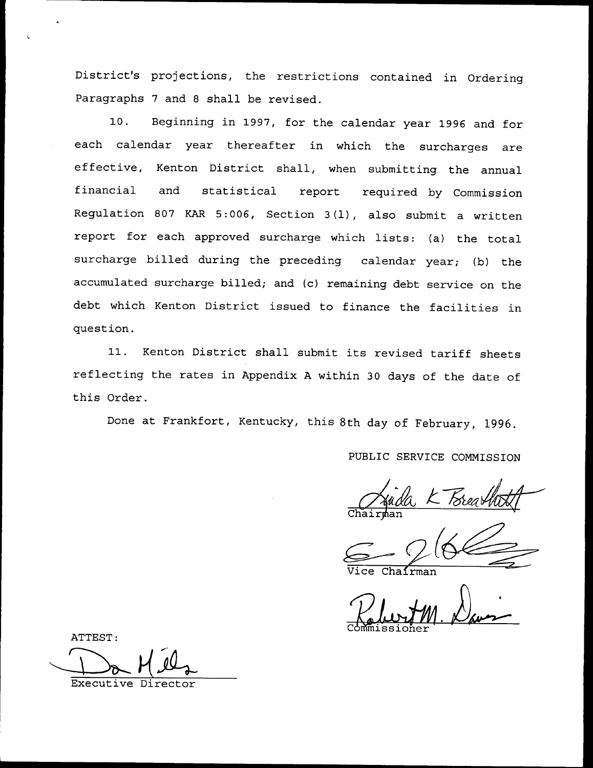District's projections, the restrictions contained in Ordering Paragraphs 7 and 8 shall be revised.

10. Beginning in 1997, for the calendar year 1996 and for each calendar year thereafter in which the surcharges are effective, Kenton District shall, when submitting the annual financial and statistical report required by Commission Regulation 807 KAR 5:006, Section 3(1), also submit a written report for each approved surcharge which lists: (a) the total surcharge billed during the preceding calendar year; (b) the accumulated surcharge billed; and (c) remaining debt service on the debt which Kenton District issued to finance the facilities in question.

11. Kenton District shall submit its revised tariff sheets reflecting the rates in Appendix A within 30 days of the date of this Order.

Done at Frankfort, Kentucky, this 8th day of February, 1996.

PUBLIC SERVICE COMMISSION

Linda K. Breathitt
Chairman

Vice Chairman

Robert M. Davis
Commissioner

ATTEST:

Don Mills
Executive Director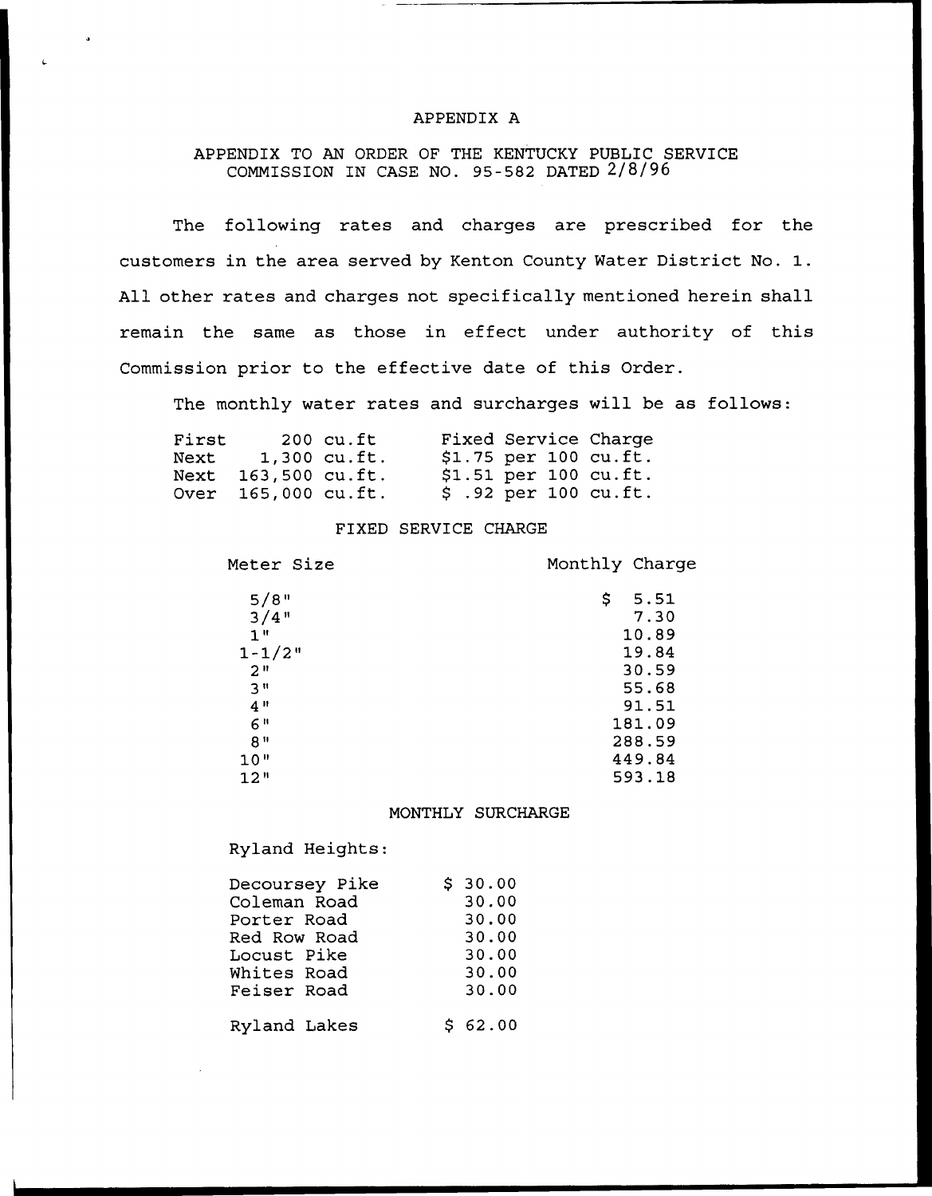# APPENDIX A

## APPENDIX TO AN ORDER OF THE KENTUCKY PUBLIC SERVICE COMMISSION IN CASE NO. 95-582 DATED 2/8/96

The following rates and charges are prescribed for the customers in the area served by Kenton County Water District No. 1. All other rates and charges not specifically mentioned herein shall remain the same as those in effect under authority of this Commission prior to the effective date of this Order.

The monthly water rates and surcharges will be as follows:

| | | |
|---|---|---|
| First | 200 cu.ft | Fixed Service Charge |
| Next | 1,300 cu.ft. | $1.75 per 100 cu.ft. |
| Next | 163,500 cu.ft. | $1.51 per 100 cu.ft. |
| Over | 165,000 cu.ft. | $ .92 per 100 cu.ft. |

### FIXED SERVICE CHARGE

| Meter Size | Monthly Charge |
|---|---|
| 5/8" | $ 5.51 |
| 3/4" | 7.30 |
| 1" | 10.89 |
| 1-1/2" | 19.84 |
| 2" | 30.59 |
| 3" | 55.68 |
| 4" | 91.51 |
| 6" | 181.09 |
| 8" | 288.59 |
| 10" | 449.84 |
| 12" | 593.18 |

### MONTHLY SURCHARGE

Ryland Heights:

| | |
|---|---|
| Decoursey Pike | $ 30.00 |
| Coleman Road | 30.00 |
| Porter Road | 30.00 |
| Red Row Road | 30.00 |
| Locust Pike | 30.00 |
| Whites Road | 30.00 |
| Feiser Road | 30.00 |
| Ryland Lakes | $ 62.00 |